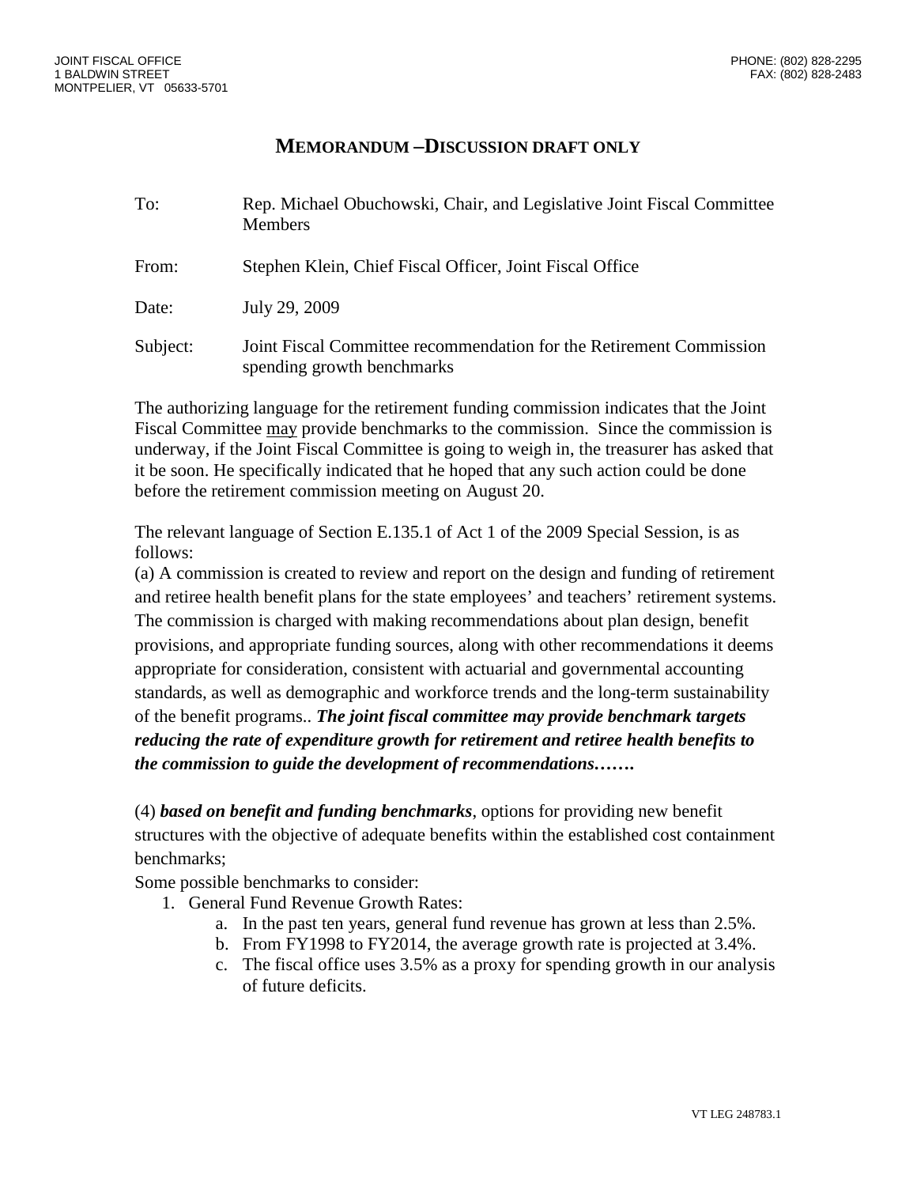JOINT FISCAL OFFICE
1 BALDWIN STREET
MONTPELIER, VT 05633-5701

PHONE: (802) 828-2295
FAX: (802) 828-2483

# MEMORANDUM –DISCUSSION DRAFT ONLY

To: Rep. Michael Obuchowski, Chair, and Legislative Joint Fiscal Committee Members

From: Stephen Klein, Chief Fiscal Officer, Joint Fiscal Office

Date: July 29, 2009

Subject: Joint Fiscal Committee recommendation for the Retirement Commission spending growth benchmarks

The authorizing language for the retirement funding commission indicates that the Joint Fiscal Committee may provide benchmarks to the commission. Since the commission is underway, if the Joint Fiscal Committee is going to weigh in, the treasurer has asked that it be soon. He specifically indicated that he hoped that any such action could be done before the retirement commission meeting on August 20.

The relevant language of Section E.135.1 of Act 1 of the 2009 Special Session, is as follows:

(a) A commission is created to review and report on the design and funding of retirement and retiree health benefit plans for the state employees' and teachers' retirement systems. The commission is charged with making recommendations about plan design, benefit provisions, and appropriate funding sources, along with other recommendations it deems appropriate for consideration, consistent with actuarial and governmental accounting standards, as well as demographic and workforce trends and the long-term sustainability of the benefit programs.. ***The joint fiscal committee may provide benchmark targets reducing the rate of expenditure growth for retirement and retiree health benefits to the commission to guide the development of recommendations…….***

(4) ***based on benefit and funding benchmarks***, options for providing new benefit structures with the objective of adequate benefits within the established cost containment benchmarks;

Some possible benchmarks to consider:

1. General Fund Revenue Growth Rates:
   a. In the past ten years, general fund revenue has grown at less than 2.5%.
   b. From FY1998 to FY2014, the average growth rate is projected at 3.4%.
   c. The fiscal office uses 3.5% as a proxy for spending growth in our analysis of future deficits.

VT LEG 248783.1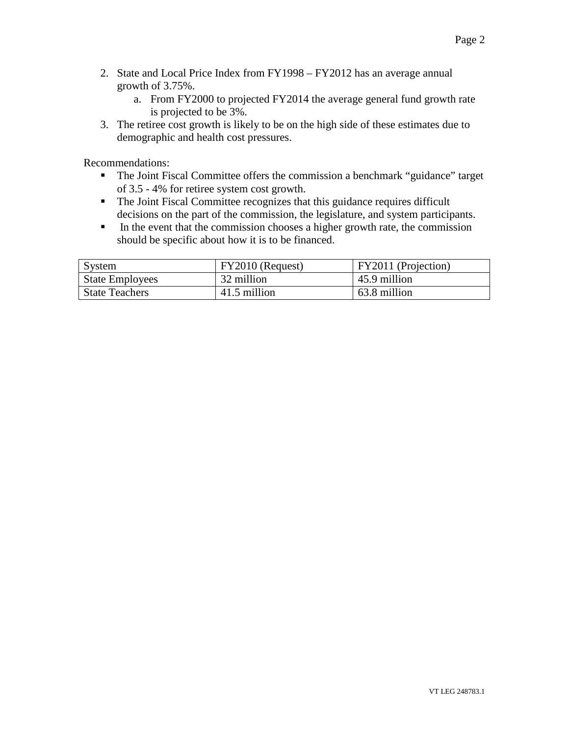2. State and Local Price Index from FY1998 – FY2012 has an average annual growth of 3.75%.
    a. From FY2000 to projected FY2014 the average general fund growth rate is projected to be 3%.
3. The retiree cost growth is likely to be on the high side of these estimates due to demographic and health cost pressures.

Recommendations:

- The Joint Fiscal Committee offers the commission a benchmark "guidance" target of 3.5 - 4% for retiree system cost growth.
- The Joint Fiscal Committee recognizes that this guidance requires difficult decisions on the part of the commission, the legislature, and system participants.
- In the event that the commission chooses a higher growth rate, the commission should be specific about how it is to be financed.

| System | FY2010 (Request) | FY2011 (Projection) |
|---|---|---|
| State Employees | 32 million | 45.9 million |
| State Teachers | 41.5 million | 63.8 million |

VT LEG 248783.1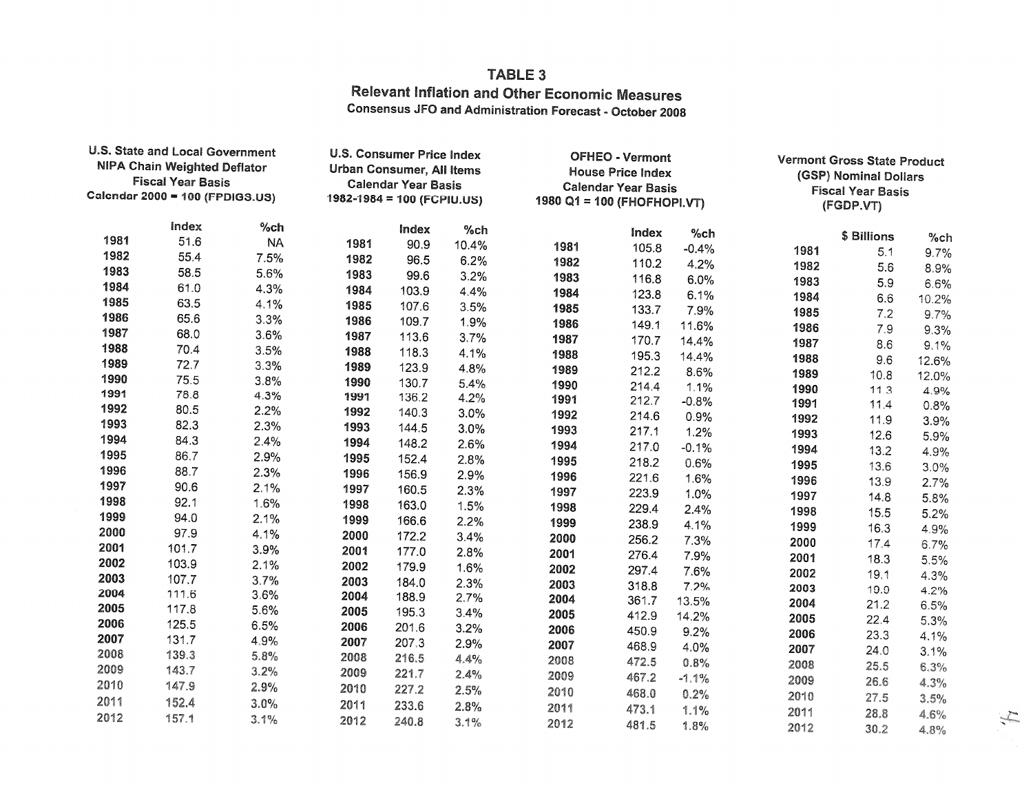# TABLE 3

## Relevant Inflation and Other Economic Measures

### Consensus JFO and Administration Forecast - October 2008

| U.S. State and Local Government NIPA Chain Weighted Deflator Fiscal Year Basis Calendar 2000 = 100 (FPDIGS.US) | | | U.S. Consumer Price Index Urban Consumer, All Items Calendar Year Basis 1982-1984 = 100 (FCPIU.US) | | | OFHEO - Vermont House Price Index Calendar Year Basis 1980 Q1 = 100 (FHOFHOPI.VT) | | | Vermont Gross State Product (GSP) Nominal Dollars Fiscal Year Basis (FGDP.VT) | | |
|---|---|---|---|---|---|---|---|---|---|---|---|
| | Index | %ch | | Index | %ch | | Index | %ch | | $ Billions | %ch |
| 1981 | 51.6 | NA | 1981 | 90.9 | 10.4% | 1981 | 105.8 | -0.4% | 1981 | 5.1 | 9.7% |
| 1982 | 55.4 | 7.5% | 1982 | 96.5 | 6.2% | 1982 | 110.2 | 4.2% | 1982 | 5.6 | 8.9% |
| 1983 | 58.5 | 5.6% | 1983 | 99.6 | 3.2% | 1983 | 116.8 | 6.0% | 1983 | 5.9 | 6.6% |
| 1984 | 61.0 | 4.3% | 1984 | 103.9 | 4.4% | 1984 | 123.8 | 6.1% | 1984 | 6.6 | 10.2% |
| 1985 | 63.5 | 4.1% | 1985 | 107.6 | 3.5% | 1985 | 133.7 | 7.9% | 1985 | 7.2 | 9.7% |
| 1986 | 65.6 | 3.3% | 1986 | 109.7 | 1.9% | 1986 | 149.1 | 11.6% | 1986 | 7.9 | 9.3% |
| 1987 | 68.0 | 3.6% | 1987 | 113.6 | 3.7% | 1987 | 170.7 | 14.4% | 1987 | 8.6 | 9.1% |
| 1988 | 70.4 | 3.5% | 1988 | 118.3 | 4.1% | 1988 | 195.3 | 14.4% | 1988 | 9.6 | 12.6% |
| 1989 | 72.7 | 3.3% | 1989 | 123.9 | 4.8% | 1989 | 212.2 | 8.6% | 1989 | 10.8 | 12.0% |
| 1990 | 75.5 | 3.8% | 1990 | 130.7 | 5.4% | 1990 | 214.4 | 1.1% | 1990 | 11.3 | 4.9% |
| 1991 | 78.8 | 4.3% | 1991 | 136.2 | 4.2% | 1991 | 212.7 | -0.8% | 1991 | 11.4 | 0.8% |
| 1992 | 80.5 | 2.2% | 1992 | 140.3 | 3.0% | 1992 | 214.6 | 0.9% | 1992 | 11.9 | 3.9% |
| 1993 | 82.3 | 2.3% | 1993 | 144.5 | 3.0% | 1993 | 217.1 | 1.2% | 1993 | 12.6 | 5.9% |
| 1994 | 84.3 | 2.4% | 1994 | 148.2 | 2.6% | 1994 | 217.0 | -0.1% | 1994 | 13.2 | 4.9% |
| 1995 | 86.7 | 2.9% | 1995 | 152.4 | 2.8% | 1995 | 218.2 | 0.6% | 1995 | 13.6 | 3.0% |
| 1996 | 88.7 | 2.3% | 1996 | 156.9 | 2.9% | 1996 | 221.6 | 1.6% | 1996 | 13.9 | 2.7% |
| 1997 | 90.6 | 2.1% | 1997 | 160.5 | 2.3% | 1997 | 223.9 | 1.0% | 1997 | 14.8 | 5.8% |
| 1998 | 92.1 | 1.6% | 1998 | 163.0 | 1.5% | 1998 | 229.4 | 2.4% | 1998 | 15.5 | 5.2% |
| 1999 | 94.0 | 2.1% | 1999 | 166.6 | 2.2% | 1999 | 238.9 | 4.1% | 1999 | 16.3 | 4.9% |
| 2000 | 97.9 | 4.1% | 2000 | 172.2 | 3.4% | 2000 | 256.2 | 7.3% | 2000 | 17.4 | 6.7% |
| 2001 | 101.7 | 3.9% | 2001 | 177.0 | 2.8% | 2001 | 276.4 | 7.9% | 2001 | 18.3 | 5.5% |
| 2002 | 103.9 | 2.1% | 2002 | 179.9 | 1.6% | 2002 | 297.4 | 7.6% | 2002 | 19.1 | 4.3% |
| 2003 | 107.7 | 3.7% | 2003 | 184.0 | 2.3% | 2003 | 318.8 | 7.2% | 2003 | 19.9 | 4.2% |
| 2004 | 111.6 | 3.6% | 2004 | 188.9 | 2.7% | 2004 | 361.7 | 13.5% | 2004 | 21.2 | 6.5% |
| 2005 | 117.8 | 5.6% | 2005 | 195.3 | 3.4% | 2005 | 412.9 | 14.2% | 2005 | 22.4 | 5.3% |
| 2006 | 125.5 | 6.5% | 2006 | 201.6 | 3.2% | 2006 | 450.9 | 9.2% | 2006 | 23.3 | 4.1% |
| 2007 | 131.7 | 4.9% | 2007 | 207.3 | 2.9% | 2007 | 468.9 | 4.0% | 2007 | 24.0 | 3.1% |
| 2008 | 139.3 | 5.8% | 2008 | 216.5 | 4.4% | 2008 | 472.5 | 0.8% | 2008 | 25.5 | 6.3% |
| 2009 | 143.7 | 3.2% | 2009 | 221.7 | 2.4% | 2009 | 467.2 | -1.1% | 2009 | 26.6 | 4.3% |
| 2010 | 147.9 | 2.9% | 2010 | 227.2 | 2.5% | 2010 | 468.0 | 0.2% | 2010 | 27.5 | 3.5% |
| 2011 | 152.4 | 3.0% | 2011 | 233.6 | 2.8% | 2011 | 473.1 | 1.1% | 2011 | 28.8 | 4.6% |
| 2012 | 157.1 | 3.1% | 2012 | 240.8 | 3.1% | 2012 | 481.5 | 1.8% | 2012 | 30.2 | 4.8% |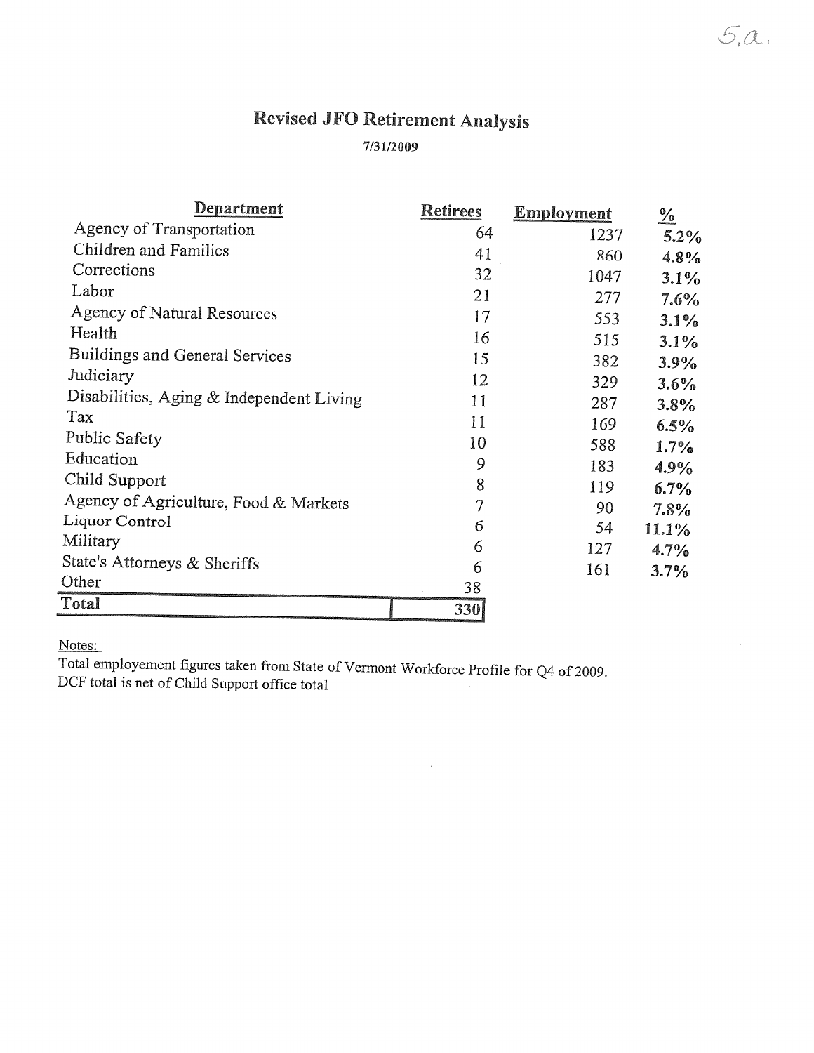5.a.

# Revised JFO Retirement Analysis

7/31/2009

| Department | Retirees | Employment | % |
|---|---|---|---|
| Agency of Transportation | 64 | 1237 | 5.2% |
| Children and Families | 41 | 860 | 4.8% |
| Corrections | 32 | 1047 | 3.1% |
| Labor | 21 | 277 | 7.6% |
| Agency of Natural Resources | 17 | 553 | 3.1% |
| Health | 16 | 515 | 3.1% |
| Buildings and General Services | 15 | 382 | 3.9% |
| Judiciary | 12 | 329 | 3.6% |
| Disabilities, Aging & Independent Living | 11 | 287 | 3.8% |
| Tax | 11 | 169 | 6.5% |
| Public Safety | 10 | 588 | 1.7% |
| Education | 9 | 183 | 4.9% |
| Child Support | 8 | 119 | 6.7% |
| Agency of Agriculture, Food & Markets | 7 | 90 | 7.8% |
| Liquor Control | 6 | 54 | 11.1% |
| Military | 6 | 127 | 4.7% |
| State's Attorneys & Sheriffs | 6 | 161 | 3.7% |
| Other | 38 | | |
| **Total** | **330** | | |

Notes:

Total employement figures taken from State of Vermont Workforce Profile for Q4 of 2009.

DCF total is net of Child Support office total